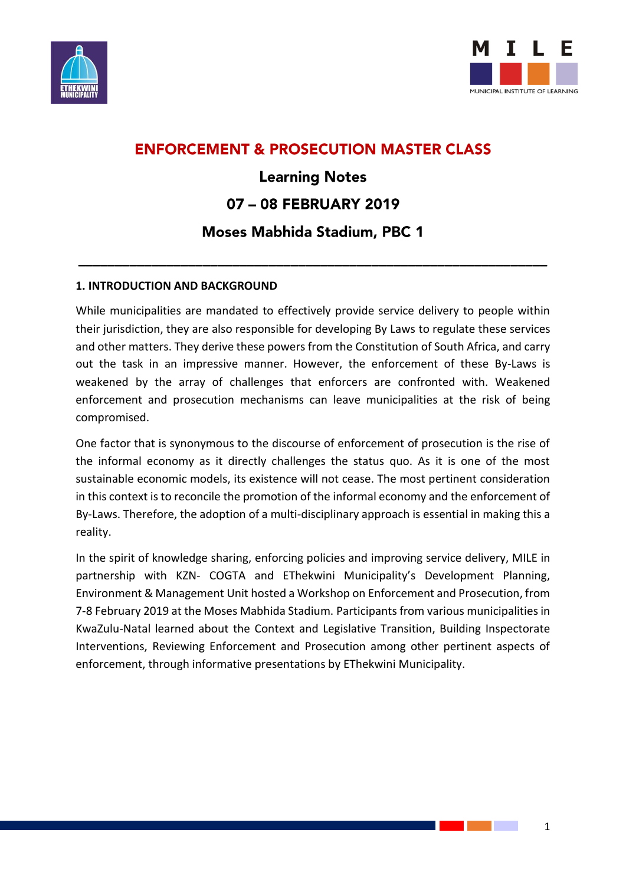# ENFORCEMENT & PROSECUTION MASTER CLASS

## Learning Notes

## 07 – 08 FEBRUARY 2019

## Moses Mabhida Stadium, PBC 1

---

### 1. INTRODUCTION AND BACKGROUND

While municipalities are mandated to effectively provide service delivery to people within their jurisdiction, they are also responsible for developing By Laws to regulate these services and other matters. They derive these powers from the Constitution of South Africa, and carry out the task in an impressive manner. However, the enforcement of these By-Laws is weakened by the array of challenges that enforcers are confronted with. Weakened enforcement and prosecution mechanisms can leave municipalities at the risk of being compromised.

One factor that is synonymous to the discourse of enforcement of prosecution is the rise of the informal economy as it directly challenges the status quo. As it is one of the most sustainable economic models, its existence will not cease. The most pertinent consideration in this context is to reconcile the promotion of the informal economy and the enforcement of By-Laws. Therefore, the adoption of a multi-disciplinary approach is essential in making this a reality.

In the spirit of knowledge sharing, enforcing policies and improving service delivery, MILE in partnership with KZN- COGTA and EThekwini Municipality's Development Planning, Environment & Management Unit hosted a Workshop on Enforcement and Prosecution, from 7-8 February 2019 at the Moses Mabhida Stadium. Participants from various municipalities in KwaZulu-Natal learned about the Context and Legislative Transition, Building Inspectorate Interventions, Reviewing Enforcement and Prosecution among other pertinent aspects of enforcement, through informative presentations by EThekwini Municipality.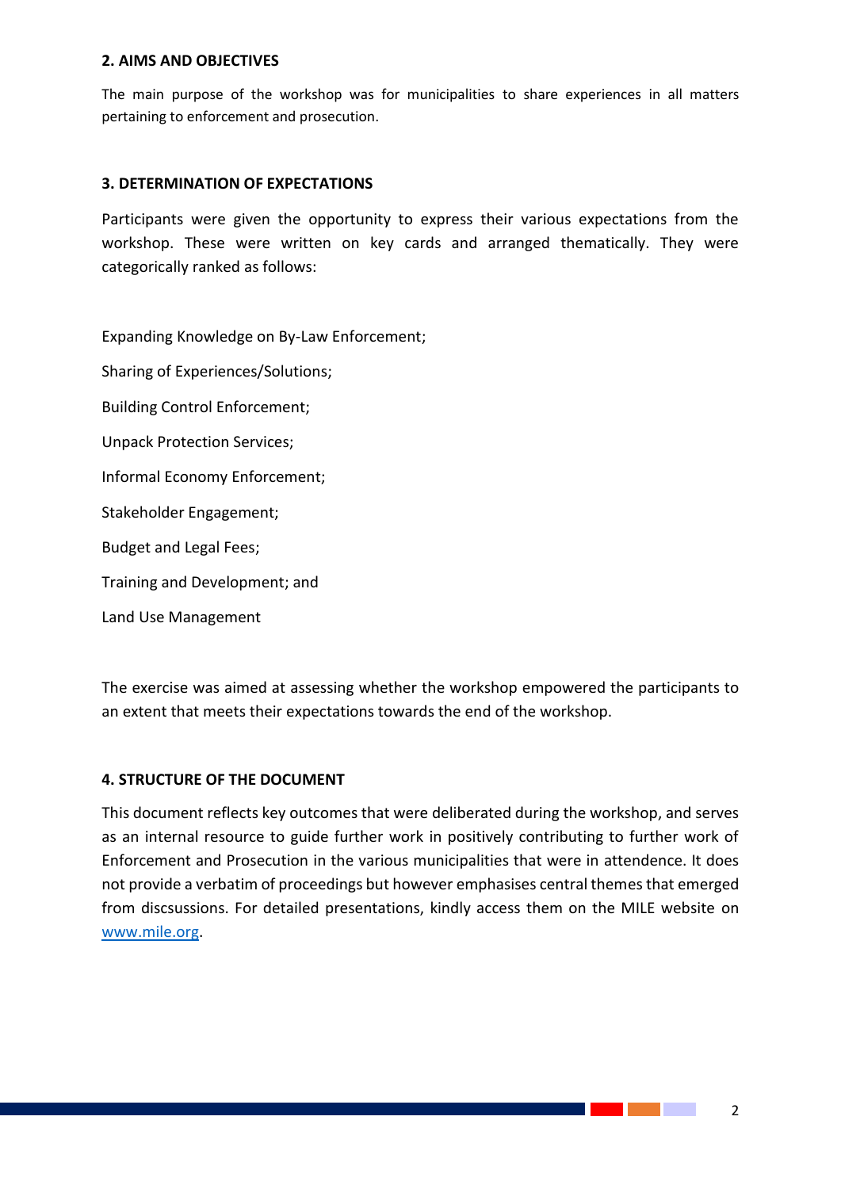## 2. AIMS AND OBJECTIVES

The main purpose of the workshop was for municipalities to share experiences in all matters pertaining to enforcement and prosecution.

## 3. DETERMINATION OF EXPECTATIONS

Participants were given the opportunity to express their various expectations from the workshop. These were written on key cards and arranged thematically. They were categorically ranked as follows:

Expanding Knowledge on By-Law Enforcement;

Sharing of Experiences/Solutions;

Building Control Enforcement;

Unpack Protection Services;

Informal Economy Enforcement;

Stakeholder Engagement;

Budget and Legal Fees;

Training and Development; and

Land Use Management

The exercise was aimed at assessing whether the workshop empowered the participants to an extent that meets their expectations towards the end of the workshop.

## 4. STRUCTURE OF THE DOCUMENT

This document reflects key outcomes that were deliberated during the workshop, and serves as an internal resource to guide further work in positively contributing to further work of Enforcement and Prosecution in the various municipalities that were in attendence. It does not provide a verbatim of proceedings but however emphasises central themes that emerged from discsussions. For detailed presentations, kindly access them on the MILE website on [www.mile.org](www.mile.org).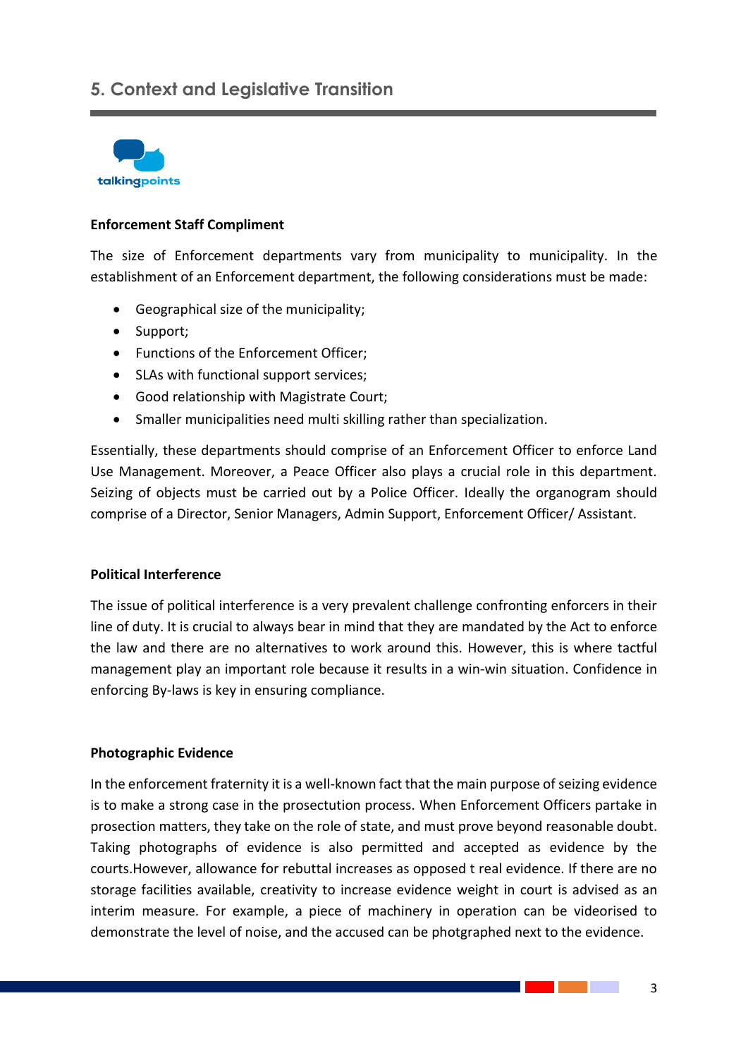## 5. Context and Legislative Transition

talkingpoints

**Enforcement Staff Compliment**

The size of Enforcement departments vary from municipality to municipality. In the establishment of an Enforcement department, the following considerations must be made:

- Geographical size of the municipality;
- Support;
- Functions of the Enforcement Officer;
- SLAs with functional support services;
- Good relationship with Magistrate Court;
- Smaller municipalities need multi skilling rather than specialization.

Essentially, these departments should comprise of an Enforcement Officer to enforce Land Use Management. Moreover, a Peace Officer also plays a crucial role in this department. Seizing of objects must be carried out by a Police Officer. Ideally the organogram should comprise of a Director, Senior Managers, Admin Support, Enforcement Officer/ Assistant.

**Political Interference**

The issue of political interference is a very prevalent challenge confronting enforcers in their line of duty. It is crucial to always bear in mind that they are mandated by the Act to enforce the law and there are no alternatives to work around this. However, this is where tactful management play an important role because it results in a win-win situation. Confidence in enforcing By-laws is key in ensuring compliance.

**Photographic Evidence**

In the enforcement fraternity it is a well-known fact that the main purpose of seizing evidence is to make a strong case in the prosectution process. When Enforcement Officers partake in prosection matters, they take on the role of state, and must prove beyond reasonable doubt. Taking photographs of evidence is also permitted and accepted as evidence by the courts.However, allowance for rebuttal increases as opposed t real evidence. If there are no storage facilities available, creativity to increase evidence weight in court is advised as an interim measure. For example, a piece of machinery in operation can be videorised to demonstrate the level of noise, and the accused can be photgraphed next to the evidence.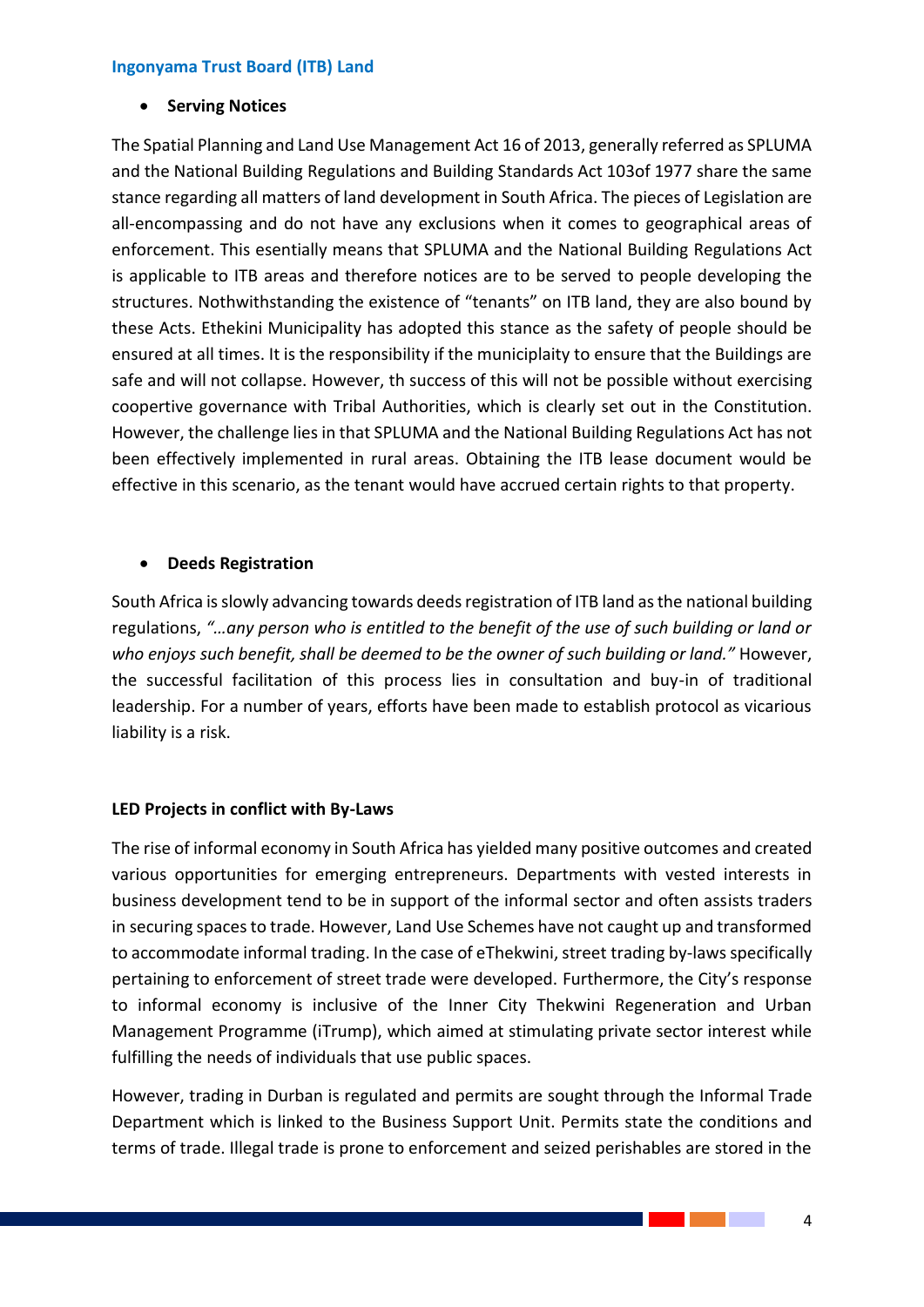### Ingonyama Trust Board (ITB) Land

- **Serving Notices**

The Spatial Planning and Land Use Management Act 16 of 2013, generally referred as SPLUMA and the National Building Regulations and Building Standards Act 103of 1977 share the same stance regarding all matters of land development in South Africa. The pieces of Legislation are all-encompassing and do not have any exclusions when it comes to geographical areas of enforcement. This essentially means that SPLUMA and the National Building Regulations Act is applicable to ITB areas and therefore notices are to be served to people developing the structures. Nothwithstanding the existence of "tenants" on ITB land, they are also bound by these Acts. Ethekini Municipality has adopted this stance as the safety of people should be ensured at all times. It is the responsibility if the municiplaity to ensure that the Buildings are safe and will not collapse. However, th success of this will not be possible without exercising coopertive governance with Tribal Authorities, which is clearly set out in the Constitution. However, the challenge lies in that SPLUMA and the National Building Regulations Act has not been effectively implemented in rural areas. Obtaining the ITB lease document would be effective in this scenario, as the tenant would have accrued certain rights to that property.

- **Deeds Registration**

South Africa is slowly advancing towards deeds registration of ITB land as the national building regulations, *"…any person who is entitled to the benefit of the use of such building or land or who enjoys such benefit, shall be deemed to be the owner of such building or land."* However, the successful facilitation of this process lies in consultation and buy-in of traditional leadership. For a number of years, efforts have been made to establish protocol as vicarious liability is a risk.

### LED Projects in conflict with By-Laws

The rise of informal economy in South Africa has yielded many positive outcomes and created various opportunities for emerging entrepreneurs. Departments with vested interests in business development tend to be in support of the informal sector and often assists traders in securing spaces to trade. However, Land Use Schemes have not caught up and transformed to accommodate informal trading. In the case of eThekwini, street trading by-laws specifically pertaining to enforcement of street trade were developed. Furthermore, the City's response to informal economy is inclusive of the Inner City Thekwini Regeneration and Urban Management Programme (iTrump), which aimed at stimulating private sector interest while fulfilling the needs of individuals that use public spaces.

However, trading in Durban is regulated and permits are sought through the Informal Trade Department which is linked to the Business Support Unit. Permits state the conditions and terms of trade. Illegal trade is prone to enforcement and seized perishables are stored in the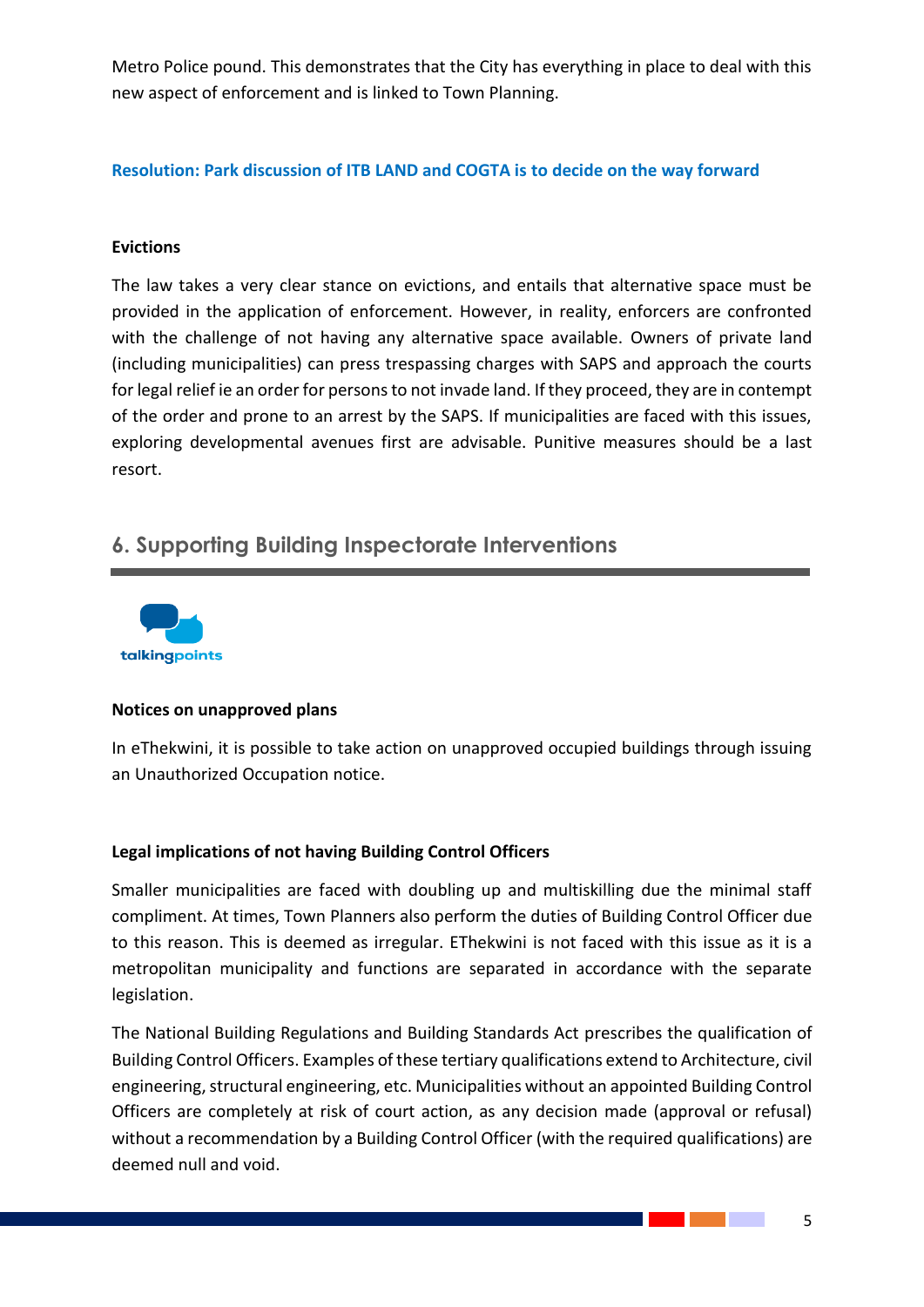Metro Police pound. This demonstrates that the City has everything in place to deal with this new aspect of enforcement and is linked to Town Planning.

**Resolution: Park discussion of ITB LAND and COGTA is to decide on the way forward**

**Evictions**

The law takes a very clear stance on evictions, and entails that alternative space must be provided in the application of enforcement. However, in reality, enforcers are confronted with the challenge of not having any alternative space available. Owners of private land (including municipalities) can press trespassing charges with SAPS and approach the courts for legal relief ie an order for persons to not invade land. If they proceed, they are in contempt of the order and prone to an arrest by the SAPS. If municipalities are faced with this issues, exploring developmental avenues first are advisable. Punitive measures should be a last resort.

## 6. Supporting Building Inspectorate Interventions

talkingpoints

**Notices on unapproved plans**

In eThekwini, it is possible to take action on unapproved occupied buildings through issuing an Unauthorized Occupation notice.

**Legal implications of not having Building Control Officers**

Smaller municipalities are faced with doubling up and multiskilling due the minimal staff compliment. At times, Town Planners also perform the duties of Building Control Officer due to this reason. This is deemed as irregular. EThekwini is not faced with this issue as it is a metropolitan municipality and functions are separated in accordance with the separate legislation.

The National Building Regulations and Building Standards Act prescribes the qualification of Building Control Officers. Examples of these tertiary qualifications extend to Architecture, civil engineering, structural engineering, etc. Municipalities without an appointed Building Control Officers are completely at risk of court action, as any decision made (approval or refusal) without a recommendation by a Building Control Officer (with the required qualifications) are deemed null and void.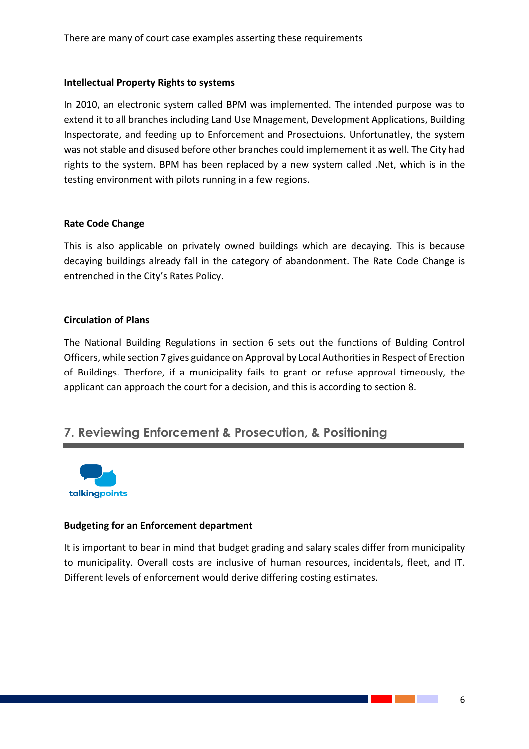There are many of court case examples asserting these requirements

**Intellectual Property Rights to systems**

In 2010, an electronic system called BPM was implemented. The intended purpose was to extend it to all branches including Land Use Mnagement, Development Applications, Building Inspectorate, and feeding up to Enforcement and Prosectuions. Unfortunatley, the system was not stable and disused before other branches could implemement it as well. The City had rights to the system. BPM has been replaced by a new system called .Net, which is in the testing environment with pilots running in a few regions.

**Rate Code Change**

This is also applicable on privately owned buildings which are decaying. This is because decaying buildings already fall in the category of abandonment. The Rate Code Change is entrenched in the City's Rates Policy.

**Circulation of Plans**

The National Building Regulations in section 6 sets out the functions of Bulding Control Officers, while section 7 gives guidance on Approval by Local Authorities in Respect of Erection of Buildings. Therfore, if a municipality fails to grant or refuse approval timeously, the applicant can approach the court for a decision, and this is according to section 8.

## 7. Reviewing Enforcement & Prosecution, & Positioning

talkingpoints

**Budgeting for an Enforcement department**

It is important to bear in mind that budget grading and salary scales differ from municipality to municipality. Overall costs are inclusive of human resources, incidentals, fleet, and IT. Different levels of enforcement would derive differing costing estimates.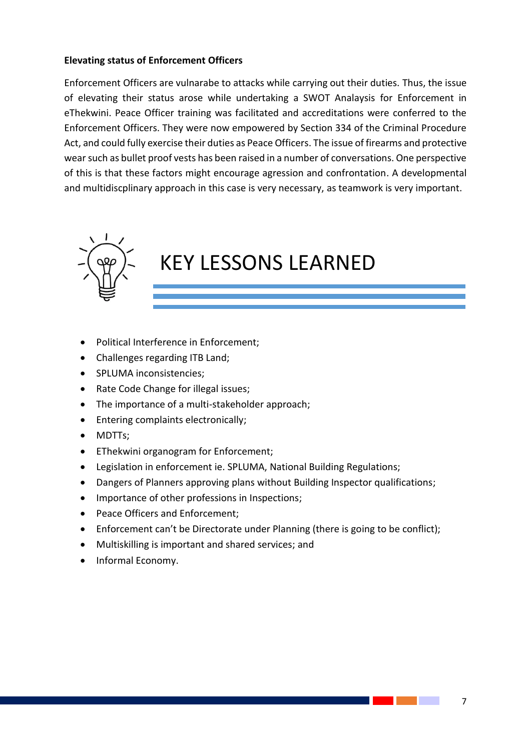**Elevating status of Enforcement Officers**

Enforcement Officers are vulnarabe to attacks while carrying out their duties. Thus, the issue of elevating their status arose while undertaking a SWOT Analaysis for Enforcement in eThekwini. Peace Officer training was facilitated and accreditations were conferred to the Enforcement Officers. They were now empowered by Section 334 of the Criminal Procedure Act, and could fully exercise their duties as Peace Officers. The issue of firearms and protective wear such as bullet proof vests has been raised in a number of conversations. One perspective of this is that these factors might encourage agression and confrontation. A developmental and multidiscplinary approach in this case is very necessary, as teamwork is very important.

# KEY LESSONS LEARNED

- Political Interference in Enforcement;
- Challenges regarding ITB Land;
- SPLUMA inconsistencies;
- Rate Code Change for illegal issues;
- The importance of a multi-stakeholder approach;
- Entering complaints electronically;
- MDTTs;
- EThekwini organogram for Enforcement;
- Legislation in enforcement ie. SPLUMA, National Building Regulations;
- Dangers of Planners approving plans without Building Inspector qualifications;
- Importance of other professions in Inspections;
- Peace Officers and Enforcement;
- Enforcement can't be Directorate under Planning (there is going to be conflict);
- Multiskilling is important and shared services; and
- Informal Economy.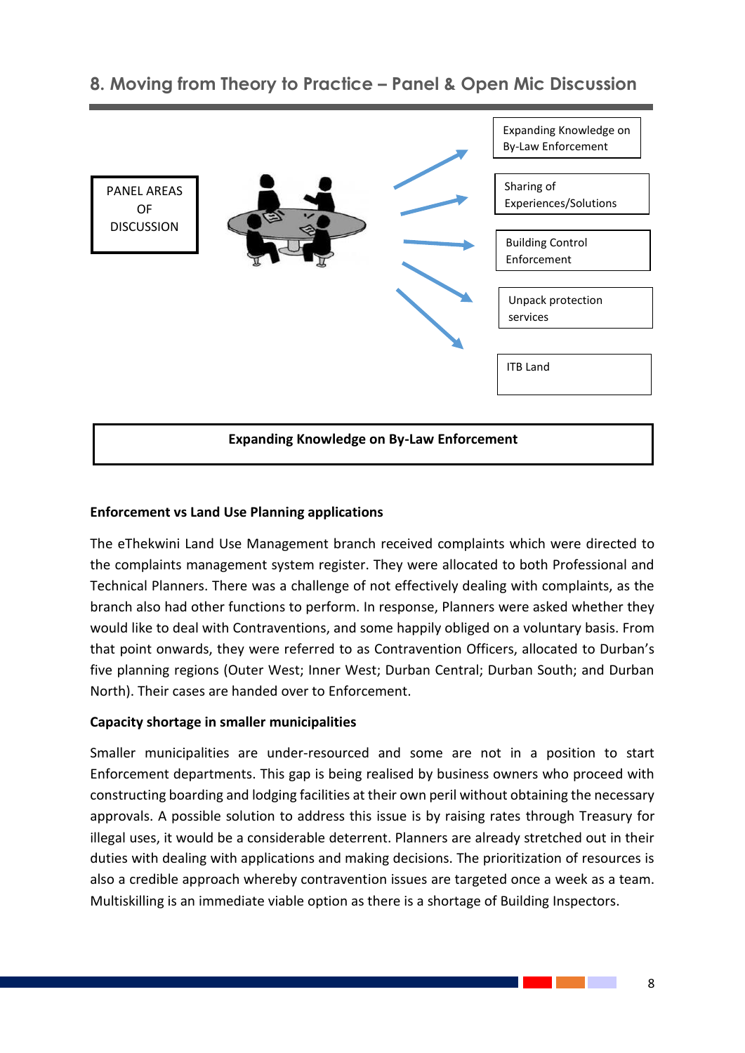## 8. Moving from Theory to Practice – Panel & Open Mic Discussion

PANEL AREAS OF DISCUSSION

- Expanding Knowledge on By-Law Enforcement
- Sharing of Experiences/Solutions
- Building Control Enforcement
- Unpack protection services
- ITB Land

**Expanding Knowledge on By-Law Enforcement**

**Enforcement vs Land Use Planning applications**

The eThekwini Land Use Management branch received complaints which were directed to the complaints management system register. They were allocated to both Professional and Technical Planners. There was a challenge of not effectively dealing with complaints, as the branch also had other functions to perform. In response, Planners were asked whether they would like to deal with Contraventions, and some happily obliged on a voluntary basis. From that point onwards, they were referred to as Contravention Officers, allocated to Durban's five planning regions (Outer West; Inner West; Durban Central; Durban South; and Durban North). Their cases are handed over to Enforcement.

**Capacity shortage in smaller municipalities**

Smaller municipalities are under-resourced and some are not in a position to start Enforcement departments. This gap is being realised by business owners who proceed with constructing boarding and lodging facilities at their own peril without obtaining the necessary approvals. A possible solution to address this issue is by raising rates through Treasury for illegal uses, it would be a considerable deterrent. Planners are already stretched out in their duties with dealing with applications and making decisions. The prioritization of resources is also a credible approach whereby contravention issues are targeted once a week as a team. Multiskilling is an immediate viable option as there is a shortage of Building Inspectors.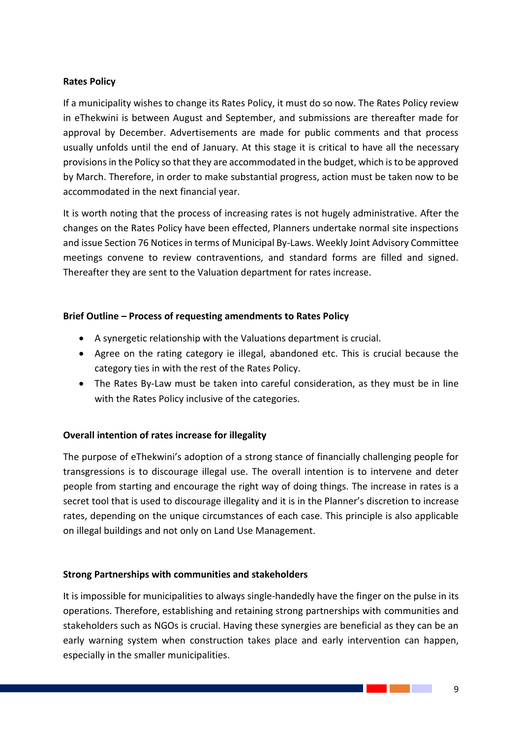**Rates Policy**

If a municipality wishes to change its Rates Policy, it must do so now. The Rates Policy review in eThekwini is between August and September, and submissions are thereafter made for approval by December. Advertisements are made for public comments and that process usually unfolds until the end of January. At this stage it is critical to have all the necessary provisions in the Policy so that they are accommodated in the budget, which is to be approved by March. Therefore, in order to make substantial progress, action must be taken now to be accommodated in the next financial year.

It is worth noting that the process of increasing rates is not hugely administrative. After the changes on the Rates Policy have been effected, Planners undertake normal site inspections and issue Section 76 Notices in terms of Municipal By-Laws. Weekly Joint Advisory Committee meetings convene to review contraventions, and standard forms are filled and signed. Thereafter they are sent to the Valuation department for rates increase.

**Brief Outline – Process of requesting amendments to Rates Policy**

- A synergetic relationship with the Valuations department is crucial.
- Agree on the rating category ie illegal, abandoned etc. This is crucial because the category ties in with the rest of the Rates Policy.
- The Rates By-Law must be taken into careful consideration, as they must be in line with the Rates Policy inclusive of the categories.

**Overall intention of rates increase for illegality**

The purpose of eThekwini's adoption of a strong stance of financially challenging people for transgressions is to discourage illegal use. The overall intention is to intervene and deter people from starting and encourage the right way of doing things. The increase in rates is a secret tool that is used to discourage illegality and it is in the Planner's discretion to increase rates, depending on the unique circumstances of each case. This principle is also applicable on illegal buildings and not only on Land Use Management.

**Strong Partnerships with communities and stakeholders**

It is impossible for municipalities to always single-handedly have the finger on the pulse in its operations. Therefore, establishing and retaining strong partnerships with communities and stakeholders such as NGOs is crucial. Having these synergies are beneficial as they can be an early warning system when construction takes place and early intervention can happen, especially in the smaller municipalities.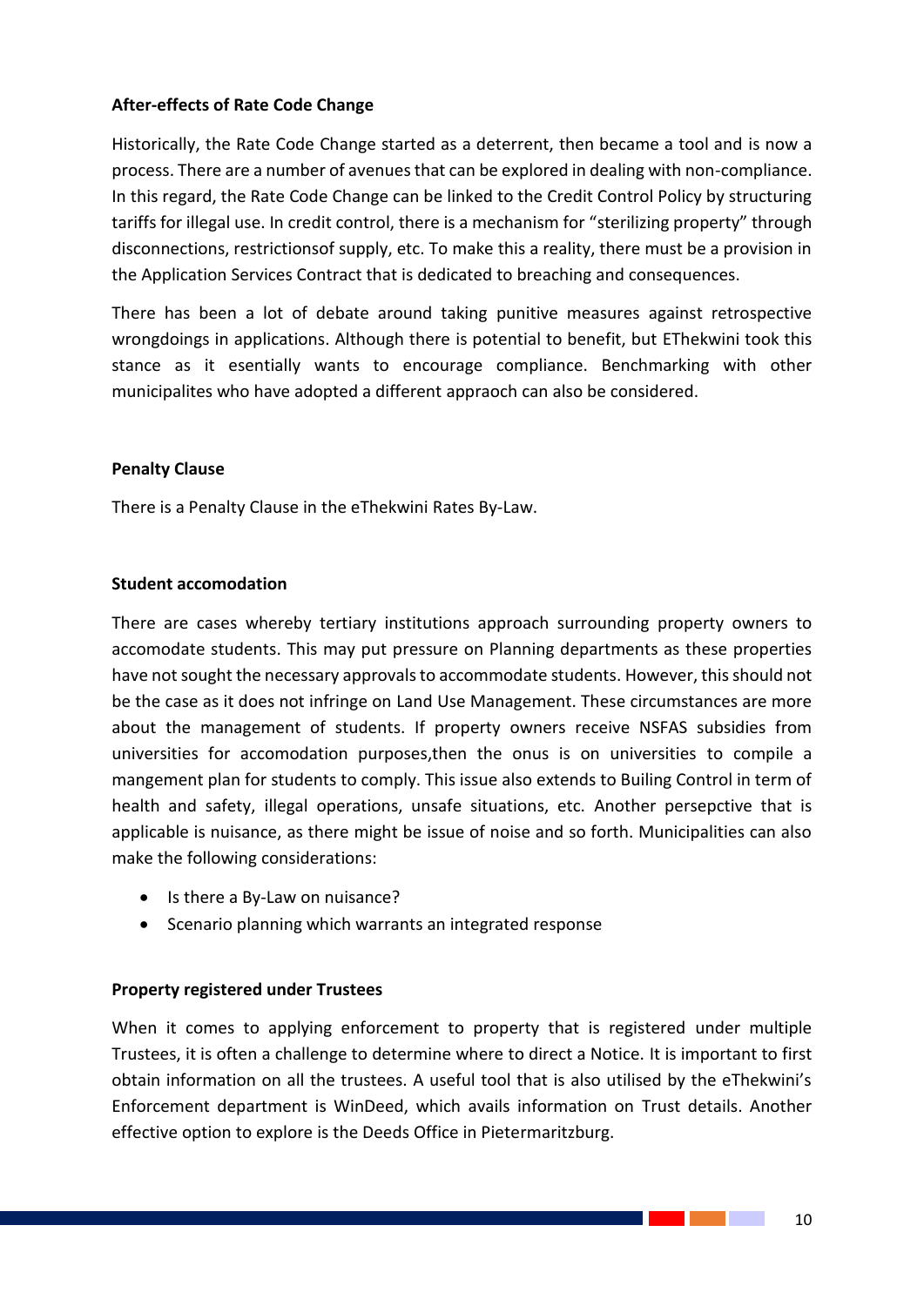**After-effects of Rate Code Change**

Historically, the Rate Code Change started as a deterrent, then became a tool and is now a process. There are a number of avenues that can be explored in dealing with non-compliance. In this regard, the Rate Code Change can be linked to the Credit Control Policy by structuring tariffs for illegal use. In credit control, there is a mechanism for "sterilizing property" through disconnections, restrictionsof supply, etc. To make this a reality, there must be a provision in the Application Services Contract that is dedicated to breaching and consequences.

There has been a lot of debate around taking punitive measures against retrospective wrongdoings in applications. Although there is potential to benefit, but EThekwini took this stance as it esentially wants to encourage compliance. Benchmarking with other municipalites who have adopted a different appraoch can also be considered.

**Penalty Clause**

There is a Penalty Clause in the eThekwini Rates By-Law.

**Student accomodation**

There are cases whereby tertiary institutions approach surrounding property owners to accomodate students. This may put pressure on Planning departments as these properties have not sought the necessary approvals to accommodate students. However, this should not be the case as it does not infringe on Land Use Management. These circumstances are more about the management of students. If property owners receive NSFAS subsidies from universities for accomodation purposes,then the onus is on universities to compile a mangement plan for students to comply. This issue also extends to Builing Control in term of health and safety, illegal operations, unsafe situations, etc. Another persepctive that is applicable is nuisance, as there might be issue of noise and so forth. Municipalities can also make the following considerations:

- Is there a By-Law on nuisance?
- Scenario planning which warrants an integrated response

**Property registered under Trustees**

When it comes to applying enforcement to property that is registered under multiple Trustees, it is often a challenge to determine where to direct a Notice. It is important to first obtain information on all the trustees. A useful tool that is also utilised by the eThekwini's Enforcement department is WinDeed, which avails information on Trust details. Another effective option to explore is the Deeds Office in Pietermaritzburg.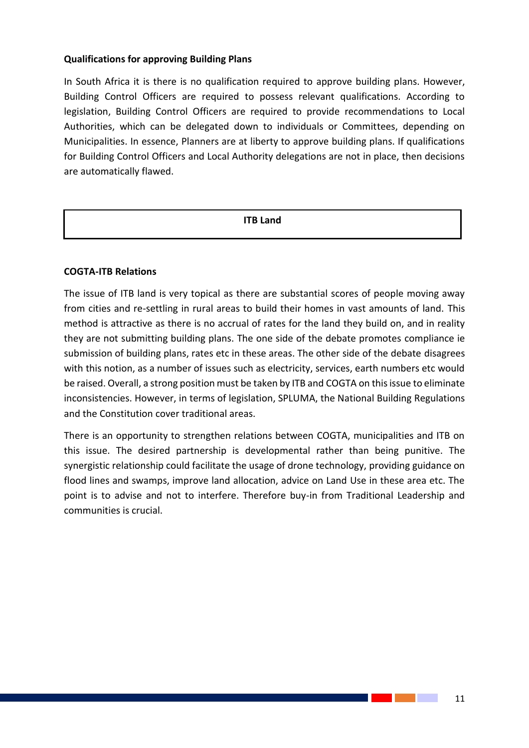**Qualifications for approving Building Plans**

In South Africa it is there is no qualification required to approve building plans. However, Building Control Officers are required to possess relevant qualifications. According to legislation, Building Control Officers are required to provide recommendations to Local Authorities, which can be delegated down to individuals or Committees, depending on Municipalities. In essence, Planners are at liberty to approve building plans. If qualifications for Building Control Officers and Local Authority delegations are not in place, then decisions are automatically flawed.

## ITB Land

**COGTA-ITB Relations**

The issue of ITB land is very topical as there are substantial scores of people moving away from cities and re-settling in rural areas to build their homes in vast amounts of land. This method is attractive as there is no accrual of rates for the land they build on, and in reality they are not submitting building plans. The one side of the debate promotes compliance ie submission of building plans, rates etc in these areas. The other side of the debate disagrees with this notion, as a number of issues such as electricity, services, earth numbers etc would be raised. Overall, a strong position must be taken by ITB and COGTA on this issue to eliminate inconsistencies. However, in terms of legislation, SPLUMA, the National Building Regulations and the Constitution cover traditional areas.

There is an opportunity to strengthen relations between COGTA, municipalities and ITB on this issue. The desired partnership is developmental rather than being punitive. The synergistic relationship could facilitate the usage of drone technology, providing guidance on flood lines and swamps, improve land allocation, advice on Land Use in these area etc. The point is to advise and not to interfere. Therefore buy-in from Traditional Leadership and communities is crucial.